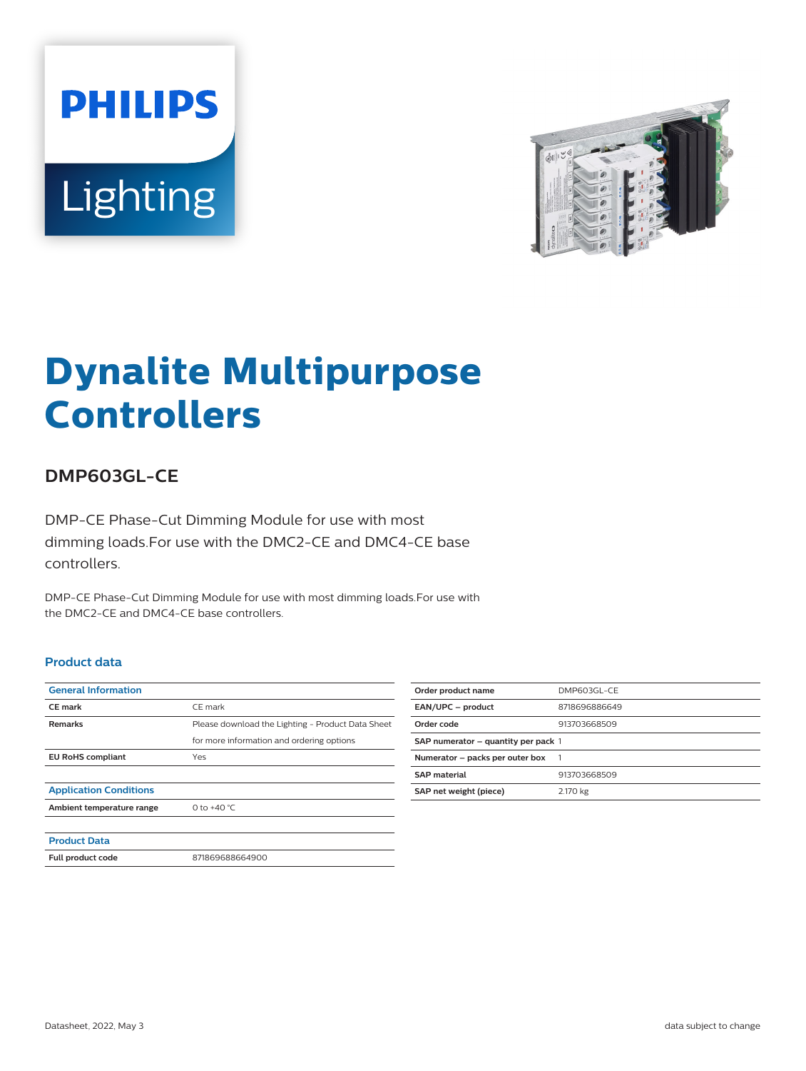# Dynalite Multipurpose Controllers

## DMP603GL-CE

DMP-CE Phase-Cut Dimming Module for use with most dimming loads.For use with the DMC2-CE and DMC4-CE base controllers.

DMP-CE Phase-Cut Dimming Module for use with most dimming loads.For use with the DMC2-CE and DMC4-CE base controllers.

### Product data

| General Information | |
|---|---|
| CE mark | CE mark |
| Remarks | Please download the Lighting - Product Data Sheet for more information and ordering options |
| EU RoHS compliant | Yes |
| **Application Conditions** | |
| Ambient temperature range | 0 to +40 °C |
| **Product Data** | |
| Full product code | 871869688664900 |

| Order product name | DMP603GL-CE |
|---|---|
| EAN/UPC – product | 8718696886649 |
| Order code | 913703668509 |
| SAP numerator – quantity per pack | 1 |
| Numerator – packs per outer box | 1 |
| SAP material | 913703668509 |
| SAP net weight (piece) | 2.170 kg |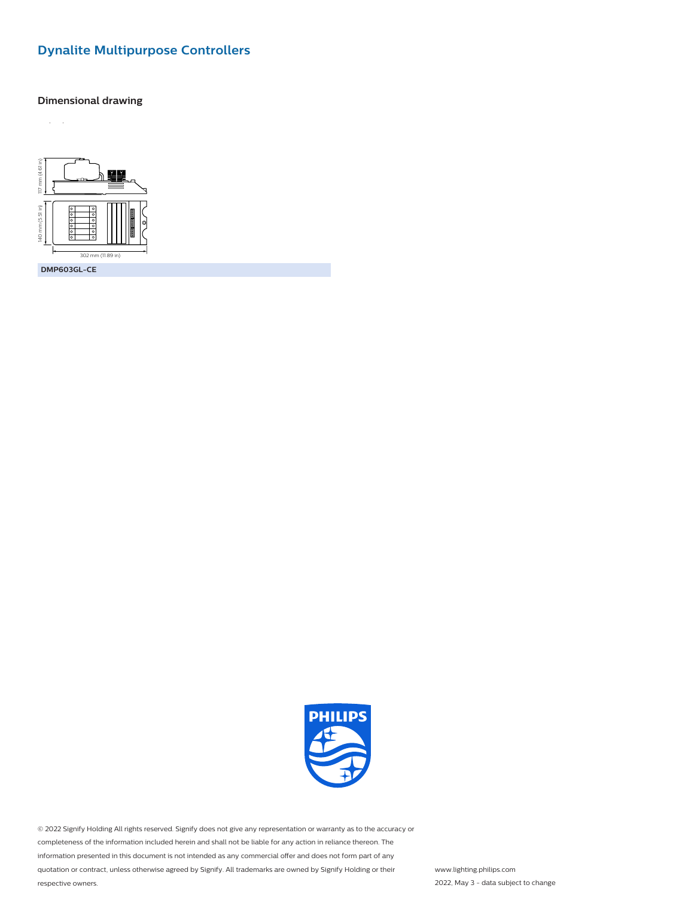# Dynalite Multipurpose Controllers

## Dimensional drawing

117 mm (4.61 in)

140 mm (5.51 in)

302 mm (11.89 in)

**DMP603GL-CE**

© 2022 Signify Holding All rights reserved. Signify does not give any representation or warranty as to the accuracy or completeness of the information included herein and shall not be liable for any action in reliance thereon. The information presented in this document is not intended as any commercial offer and does not form part of any quotation or contract, unless otherwise agreed by Signify. All trademarks are owned by Signify Holding or their respective owners.

www.lighting.philips.com

2022, May 3 - data subject to change